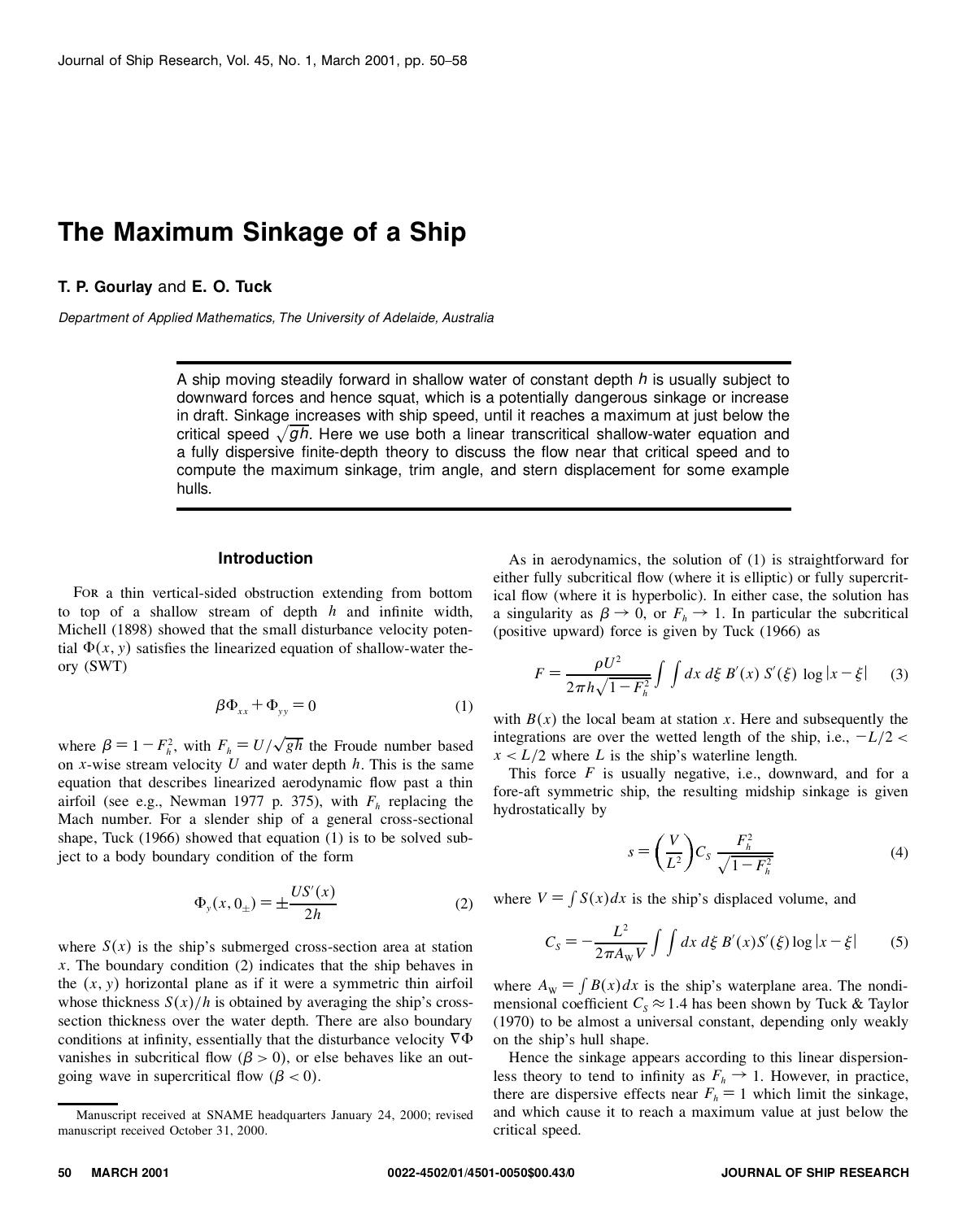# The Maximum Sinkage of a Ship

**T. P. Gourlay** and **E. O. Tuck**

*Department of Applied Mathematics, The University of Adelaide, Australia*

A ship moving steadily forward in shallow water of constant depth $h$ is usually subject to downward forces and hence squat, which is a potentially dangerous sinkage or increase in draft. Sinkage increases with ship speed, until it reaches a maximum at just below the critical speed $\sqrt{gh}$. Here we use both a linear transcritical shallow-water equation and a fully dispersive finite-depth theory to discuss the flow near that critical speed and to compute the maximum sinkage, trim angle, and stern displacement for some example hulls.

## Introduction

For a thin vertical-sided obstruction extending from bottom to top of a shallow stream of depth $h$ and infinite width, Michell (1898) showed that the small disturbance velocity potential $\Phi(x, y)$ satisfies the linearized equation of shallow-water theory (SWT)

$$\beta\Phi_{xx} + \Phi_{yy} = 0 \tag{1}$$

where $\beta = 1 - F_h^2$, with $F_h = U/\sqrt{gh}$ the Froude number based on $x$-wise stream velocity $U$ and water depth $h$. This is the same equation that describes linearized aerodynamic flow past a thin airfoil (see e.g., Newman 1977 p. 375), with $F_h$ replacing the Mach number. For a slender ship of a general cross-sectional shape, Tuck (1966) showed that equation (1) is to be solved subject to a body boundary condition of the form

$$\Phi_y(x, 0_\pm) = \pm\frac{US'(x)}{2h} \tag{2}$$

where $S(x)$ is the ship's submerged cross-section area at station $x$. The boundary condition (2) indicates that the ship behaves in the $(x, y)$ horizontal plane as if it were a symmetric thin airfoil whose thickness $S(x)/h$ is obtained by averaging the ship's cross-section thickness over the water depth. There are also boundary conditions at infinity, essentially that the disturbance velocity $\nabla\Phi$ vanishes in subcritical flow ($\beta > 0$), or else behaves like an outgoing wave in supercritical flow ($\beta < 0$).

As in aerodynamics, the solution of (1) is straightforward for either fully subcritical flow (where it is elliptic) or fully supercritical flow (where it is hyperbolic). In either case, the solution has a singularity as $\beta \to 0$, or $F_h \to 1$. In particular the subcritical (positive upward) force is given by Tuck (1966) as

$$F = \frac{\rho U^2}{2\pi h\sqrt{1-F_h^2}}\int\int dx\, d\xi\, B'(x)\, S'(\xi)\, \log|x-\xi| \tag{3}$$

with $B(x)$ the local beam at station $x$. Here and subsequently the integrations are over the wetted length of the ship, i.e., $-L/2 < x < L/2$ where $L$ is the ship's waterline length.

This force $F$ is usually negative, i.e., downward, and for a fore-aft symmetric ship, the resulting midship sinkage is given hydrostatically by

$$s = \left(\frac{V}{L^2}\right)C_S\,\frac{F_h^2}{\sqrt{1-F_h^2}} \tag{4}$$

where $V = \int S(x)dx$ is the ship's displaced volume, and

$$C_S = -\frac{L^2}{2\pi A_W V}\int\int dx\, d\xi\, B'(x) S'(\xi) \log|x-\xi| \tag{5}$$

where $A_W = \int B(x)dx$ is the ship's waterplane area. The nondimensional coefficient $C_S \approx 1.4$ has been shown by Tuck & Taylor (1970) to be almost a universal constant, depending only weakly on the ship's hull shape.

Hence the sinkage appears according to this linear dispersionless theory to tend to infinity as $F_h \to 1$. However, in practice, there are dispersive effects near $F_h = 1$ which limit the sinkage, and which cause it to reach a maximum value at just below the critical speed.

Manuscript received at SNAME headquarters January 24, 2000; revised manuscript received October 31, 2000.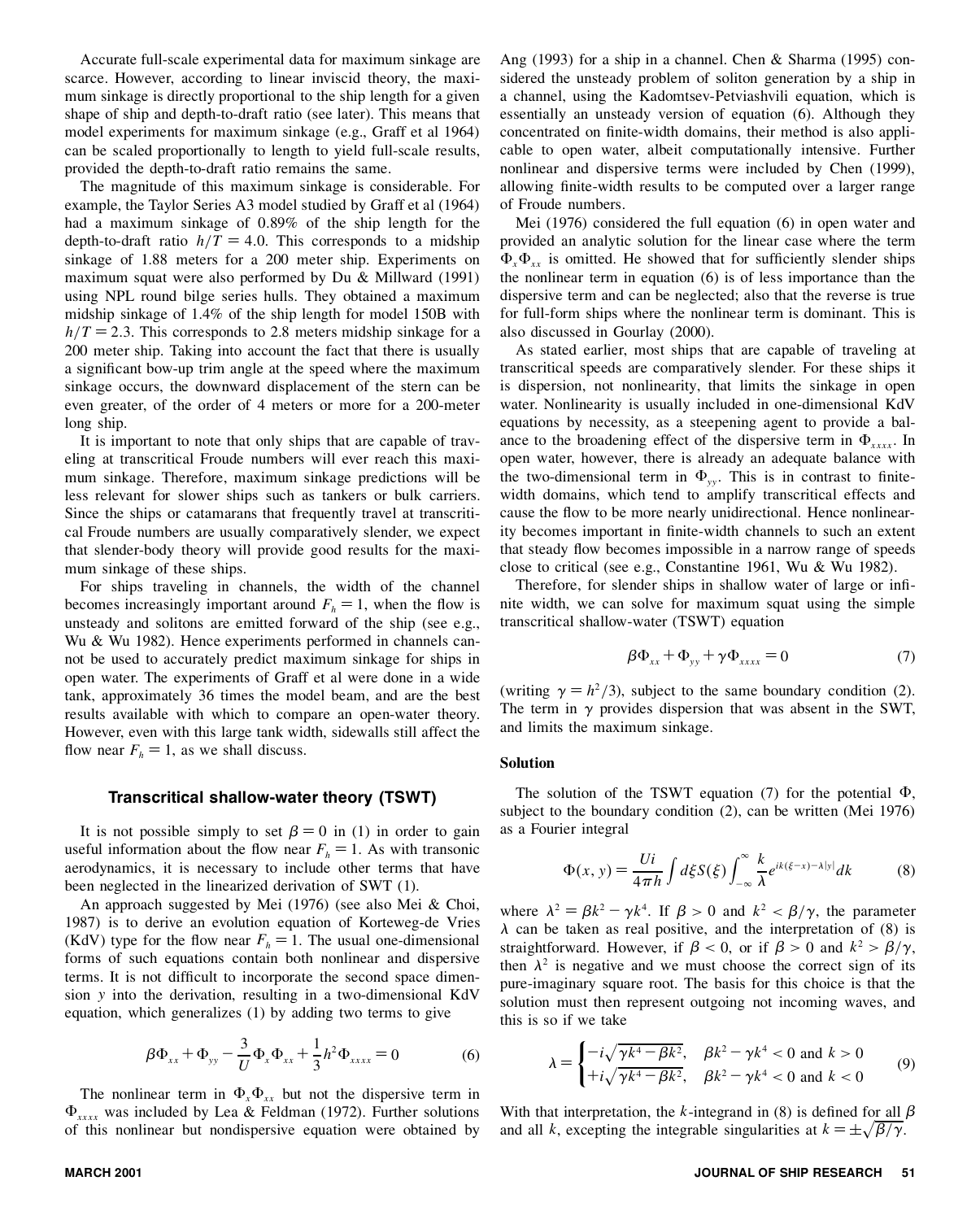Accurate full-scale experimental data for maximum sinkage are scarce. However, according to linear inviscid theory, the maximum sinkage is directly proportional to the ship length for a given shape of ship and depth-to-draft ratio (see later). This means that model experiments for maximum sinkage (e.g., Graff et al 1964) can be scaled proportionally to length to yield full-scale results, provided the depth-to-draft ratio remains the same.

The magnitude of this maximum sinkage is considerable. For example, the Taylor Series A3 model studied by Graff et al (1964) had a maximum sinkage of 0.89% of the ship length for the depth-to-draft ratio $h/T = 4.0$. This corresponds to a midship sinkage of 1.88 meters for a 200 meter ship. Experiments on maximum squat were also performed by Du & Millward (1991) using NPL round bilge series hulls. They obtained a maximum midship sinkage of 1.4% of the ship length for model 150B with $h/T = 2.3$. This corresponds to 2.8 meters midship sinkage for a 200 meter ship. Taking into account the fact that there is usually a significant bow-up trim angle at the speed where the maximum sinkage occurs, the downward displacement of the stern can be even greater, of the order of 4 meters or more for a 200-meter long ship.

It is important to note that only ships that are capable of traveling at transcritical Froude numbers will ever reach this maximum sinkage. Therefore, maximum sinkage predictions will be less relevant for slower ships such as tankers or bulk carriers. Since the ships or catamarans that frequently travel at transcritical Froude numbers are usually comparatively slender, we expect that slender-body theory will provide good results for the maximum sinkage of these ships.

For ships traveling in channels, the width of the channel becomes increasingly important around $F_h = 1$, when the flow is unsteady and solitons are emitted forward of the ship (see e.g., Wu & Wu 1982). Hence experiments performed in channels cannot be used to accurately predict maximum sinkage for ships in open water. The experiments of Graff et al were done in a wide tank, approximately 36 times the model beam, and are the best results available with which to compare an open-water theory. However, even with this large tank width, sidewalls still affect the flow near $F_h = 1$, as we shall discuss.

## Transcritical shallow-water theory (TSWT)

It is not possible simply to set $\beta = 0$ in (1) in order to gain useful information about the flow near $F_h = 1$. As with transonic aerodynamics, it is necessary to include other terms that have been neglected in the linearized derivation of SWT (1).

An approach suggested by Mei (1976) (see also Mei & Choi, 1987) is to derive an evolution equation of Korteweg-de Vries (KdV) type for the flow near $F_h = 1$. The usual one-dimensional forms of such equations contain both nonlinear and dispersive terms. It is not difficult to incorporate the second space dimension $y$ into the derivation, resulting in a two-dimensional KdV equation, which generalizes (1) by adding two terms to give

$$\beta\Phi_{xx} + \Phi_{yy} - \frac{3}{U}\Phi_x\Phi_{xx} + \frac{1}{3}h^2\Phi_{xxxx} = 0 \tag{6}$$

The nonlinear term in $\Phi_x\Phi_{xx}$ but not the dispersive term in $\Phi_{xxxx}$ was included by Lea & Feldman (1972). Further solutions of this nonlinear but nondispersive equation were obtained by Ang (1993) for a ship in a channel. Chen & Sharma (1995) considered the unsteady problem of soliton generation by a ship in a channel, using the Kadomtsev-Petviashvili equation, which is essentially an unsteady version of equation (6). Although they concentrated on finite-width domains, their method is also applicable to open water, albeit computationally intensive. Further nonlinear and dispersive terms were included by Chen (1999), allowing finite-width results to be computed over a larger range of Froude numbers.

Mei (1976) considered the full equation (6) in open water and provided an analytic solution for the linear case where the term $\Phi_x\Phi_{xx}$ is omitted. He showed that for sufficiently slender ships the nonlinear term in equation (6) is of less importance than the dispersive term and can be neglected; also that the reverse is true for full-form ships where the nonlinear term is dominant. This is also discussed in Gourlay (2000).

As stated earlier, most ships that are capable of traveling at transcritical speeds are comparatively slender. For these ships it is dispersion, not nonlinearity, that limits the sinkage in open water. Nonlinearity is usually included in one-dimensional KdV equations by necessity, as a steepening agent to provide a balance to the broadening effect of the dispersive term in $\Phi_{xxxx}$. In open water, however, there is already an adequate balance with the two-dimensional term in $\Phi_{yy}$. This is in contrast to finite-width domains, which tend to amplify transcritical effects and cause the flow to be more nearly unidirectional. Hence nonlinearity becomes important in finite-width channels to such an extent that steady flow becomes impossible in a narrow range of speeds close to critical (see e.g., Constantine 1961, Wu & Wu 1982).

Therefore, for slender ships in shallow water of large or infinite width, we can solve for maximum squat using the simple transcritical shallow-water (TSWT) equation

$$\beta\Phi_{xx} + \Phi_{yy} + \gamma\Phi_{xxxx} = 0 \tag{7}$$

(writing $\gamma = h^2/3$), subject to the same boundary condition (2). The term in $\gamma$ provides dispersion that was absent in the SWT, and limits the maximum sinkage.

### Solution

The solution of the TSWT equation (7) for the potential $\Phi$, subject to the boundary condition (2), can be written (Mei 1976) as a Fourier integral

$$\Phi(x, y) = \frac{Ui}{4\pi h}\int d\xi S(\xi)\int_{-\infty}^{\infty}\frac{k}{\lambda}e^{ik(\xi-x)-\lambda|y|}dk \tag{8}$$

where $\lambda^2 = \beta k^2 - \gamma k^4$. If $\beta > 0$ and $k^2 < \beta/\gamma$, the parameter $\lambda$ can be taken as real positive, and the interpretation of (8) is straightforward. However, if $\beta < 0$, or if $\beta > 0$ and $k^2 > \beta/\gamma$, then $\lambda^2$ is negative and we must choose the correct sign of its pure-imaginary square root. The basis for this choice is that the solution must then represent outgoing not incoming waves, and this is so if we take

$$\lambda = \begin{cases} -i\sqrt{\gamma k^4 - \beta k^2}, & \beta k^2 - \gamma k^4 < 0 \text{ and } k > 0 \\ +i\sqrt{\gamma k^4 - \beta k^2}, & \beta k^2 - \gamma k^4 < 0 \text{ and } k < 0 \end{cases} \tag{9}$$

With that interpretation, the $k$-integrand in (8) is defined for all $\beta$ and all $k$, excepting the integrable singularities at $k = \pm\sqrt{\beta/\gamma}$.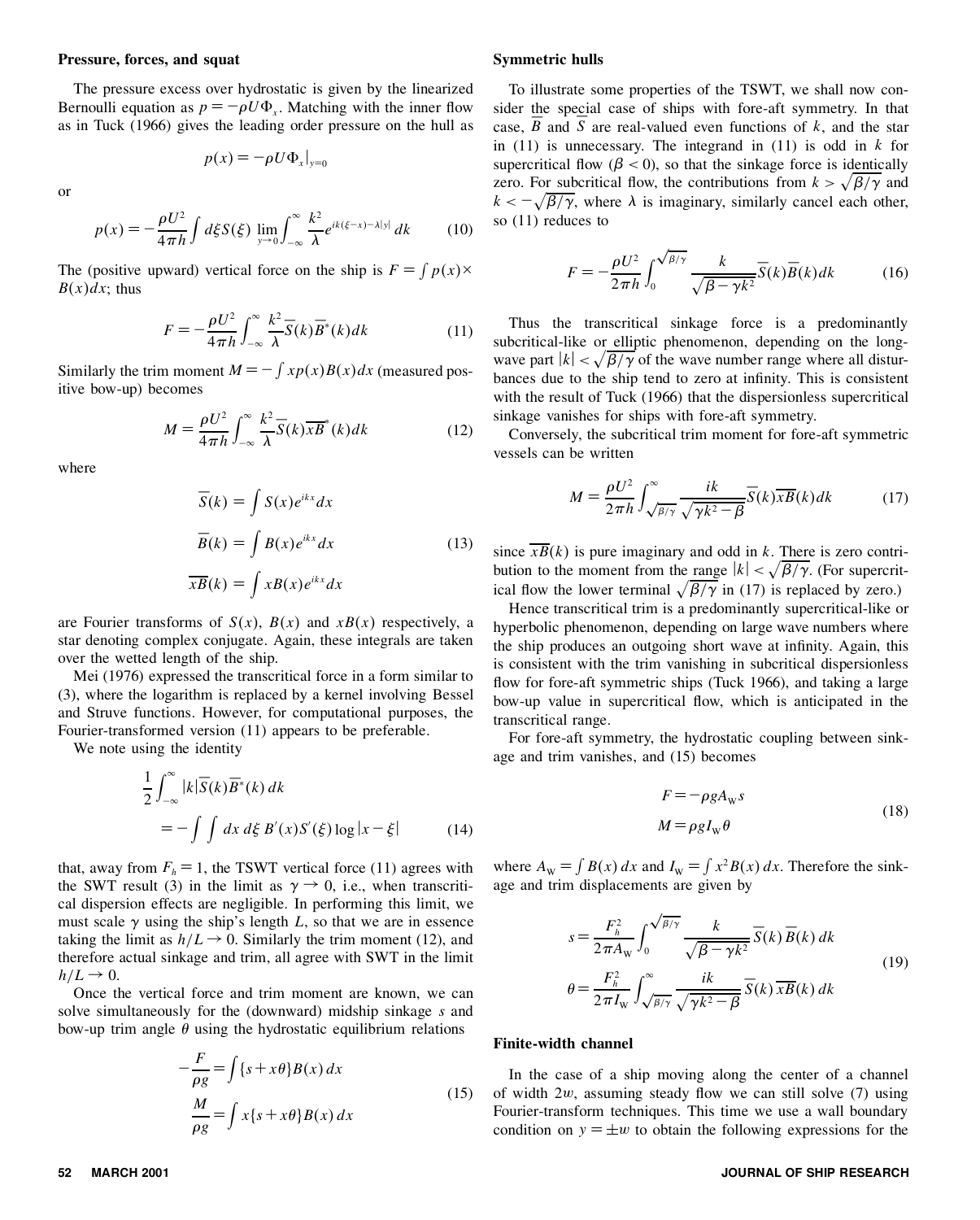## Pressure, forces, and squat

The pressure excess over hydrostatic is given by the linearized Bernoulli equation as $p = -\rho U \Phi_x$. Matching with the inner flow as in Tuck (1966) gives the leading order pressure on the hull as

$$p(x) = -\rho U \Phi_x|_{y=0}$$

or

$$p(x) = -\frac{\rho U^2}{4\pi h} \int d\xi S(\xi) \lim_{y\to 0} \int_{-\infty}^{\infty} \frac{k^2}{\lambda} e^{ik(\xi - x) - \lambda|y|} \, dk \tag{10}$$

The (positive upward) vertical force on the ship is $F = \int p(x) \times B(x) dx$; thus

$$F = -\frac{\rho U^2}{4\pi h} \int_{-\infty}^{\infty} \frac{k^2}{\lambda} \overline{S}(k) \overline{B}^*(k) dk \tag{11}$$

Similarly the trim moment $M = -\int xp(x)B(x)dx$ (measured positive bow-up) becomes

$$M = \frac{\rho U^2}{4\pi h} \int_{-\infty}^{\infty} \frac{k^2}{\lambda} \overline{S}(k) \overline{xB}^*(k) dk \tag{12}$$

where

$$\begin{aligned} \overline{S}(k) &= \int S(x) e^{ikx} dx \\ \overline{B}(k) &= \int B(x) e^{ikx} dx \\ \overline{xB}(k) &= \int xB(x) e^{ikx} dx \end{aligned} \tag{13}$$

are Fourier transforms of $S(x)$, $B(x)$ and $xB(x)$ respectively, a star denoting complex conjugate. Again, these integrals are taken over the wetted length of the ship.

Mei (1976) expressed the transcritical force in a form similar to (3), where the logarithm is replaced by a kernel involving Bessel and Struve functions. However, for computational purposes, the Fourier-transformed version (11) appears to be preferable.

We note using the identity

$$\begin{aligned} &\frac{1}{2} \int_{-\infty}^{\infty} |k| \overline{S}(k) \overline{B}^*(k) \, dk \\ &= -\int \int dx \, d\xi \, B'(x) S'(\xi) \log|x - \xi| \end{aligned} \tag{14}$$

that, away from $F_h = 1$, the TSWT vertical force (11) agrees with the SWT result (3) in the limit as $\gamma \to 0$, i.e., when transcritical dispersion effects are negligible. In performing this limit, we must scale $\gamma$ using the ship's length $L$, so that we are in essence taking the limit as $h/L \to 0$. Similarly the trim moment (12), and therefore actual sinkage and trim, all agree with SWT in the limit $h/L \to 0$.

Once the vertical force and trim moment are known, we can solve simultaneously for the (downward) midship sinkage $s$ and bow-up trim angle $\theta$ using the hydrostatic equilibrium relations

$$\begin{aligned} -\frac{F}{\rho g} &= \int \{s + x\theta\} B(x) \, dx \\ \frac{M}{\rho g} &= \int x\{s + x\theta\} B(x) \, dx \end{aligned} \tag{15}$$

## Symmetric hulls

To illustrate some properties of the TSWT, we shall now consider the special case of ships with fore-aft symmetry. In that case, $\overline{B}$ and $\overline{S}$ are real-valued even functions of $k$, and the star in (11) is unnecessary. The integrand in (11) is odd in $k$ for supercritical flow ($\beta < 0$), so that the sinkage force is identically zero. For subcritical flow, the contributions from $k > \sqrt{\beta/\gamma}$ and $k < -\sqrt{\beta/\gamma}$, where $\lambda$ is imaginary, similarly cancel each other, so (11) reduces to

$$F = -\frac{\rho U^2}{2\pi h} \int_0^{\sqrt{\beta/\gamma}} \frac{k}{\sqrt{\beta - \gamma k^2}} \overline{S}(k) \overline{B}(k) dk \tag{16}$$

Thus the transcritical sinkage force is a predominantly subcritical-like or elliptic phenomenon, depending on the long-wave part $|k| < \sqrt{\beta/\gamma}$ of the wave number range where all disturbances due to the ship tend to zero at infinity. This is consistent with the result of Tuck (1966) that the dispersionless supercritical sinkage vanishes for ships with fore-aft symmetry.

Conversely, the subcritical trim moment for fore-aft symmetric vessels can be written

$$M = \frac{\rho U^2}{2\pi h} \int_{\sqrt{\beta/\gamma}}^{\infty} \frac{ik}{\sqrt{\gamma k^2 - \beta}} \overline{S}(k) \overline{xB}(k) dk \tag{17}$$

since $\overline{xB}(k)$ is pure imaginary and odd in $k$. There is zero contribution to the moment from the range $|k| < \sqrt{\beta/\gamma}$. (For supercritical flow the lower terminal $\sqrt{\beta/\gamma}$ in (17) is replaced by zero.)

Hence transcritical trim is a predominantly supercritical-like or hyperbolic phenomenon, depending on large wave numbers where the ship produces an outgoing short wave at infinity. Again, this is consistent with the trim vanishing in subcritical dispersionless flow for fore-aft symmetric ships (Tuck 1966), and taking a large bow-up value in supercritical flow, which is anticipated in the transcritical range.

For fore-aft symmetry, the hydrostatic coupling between sinkage and trim vanishes, and (15) becomes

$$\begin{aligned} F &= -\rho g A_W s \\ M &= \rho g I_W \theta \end{aligned} \tag{18}$$

where $A_W = \int B(x) \, dx$ and $I_W = \int x^2 B(x) \, dx$. Therefore the sinkage and trim displacements are given by

$$\begin{aligned} s &= \frac{F_h^2}{2\pi A_W} \int_0^{\sqrt{\beta/\gamma}} \frac{k}{\sqrt{\beta - \gamma k^2}} \overline{S}(k) \, \overline{B}(k) \, dk \\ \theta &= \frac{F_h^2}{2\pi I_W} \int_{\sqrt{\beta/\gamma}}^{\infty} \frac{ik}{\sqrt{\gamma k^2 - \beta}} \overline{S}(k) \, \overline{xB}(k) \, dk \end{aligned} \tag{19}$$

## Finite-width channel

In the case of a ship moving along the center of a channel of width $2w$, assuming steady flow we can still solve (7) using Fourier-transform techniques. This time we use a wall boundary condition on $y = \pm w$ to obtain the following expressions for the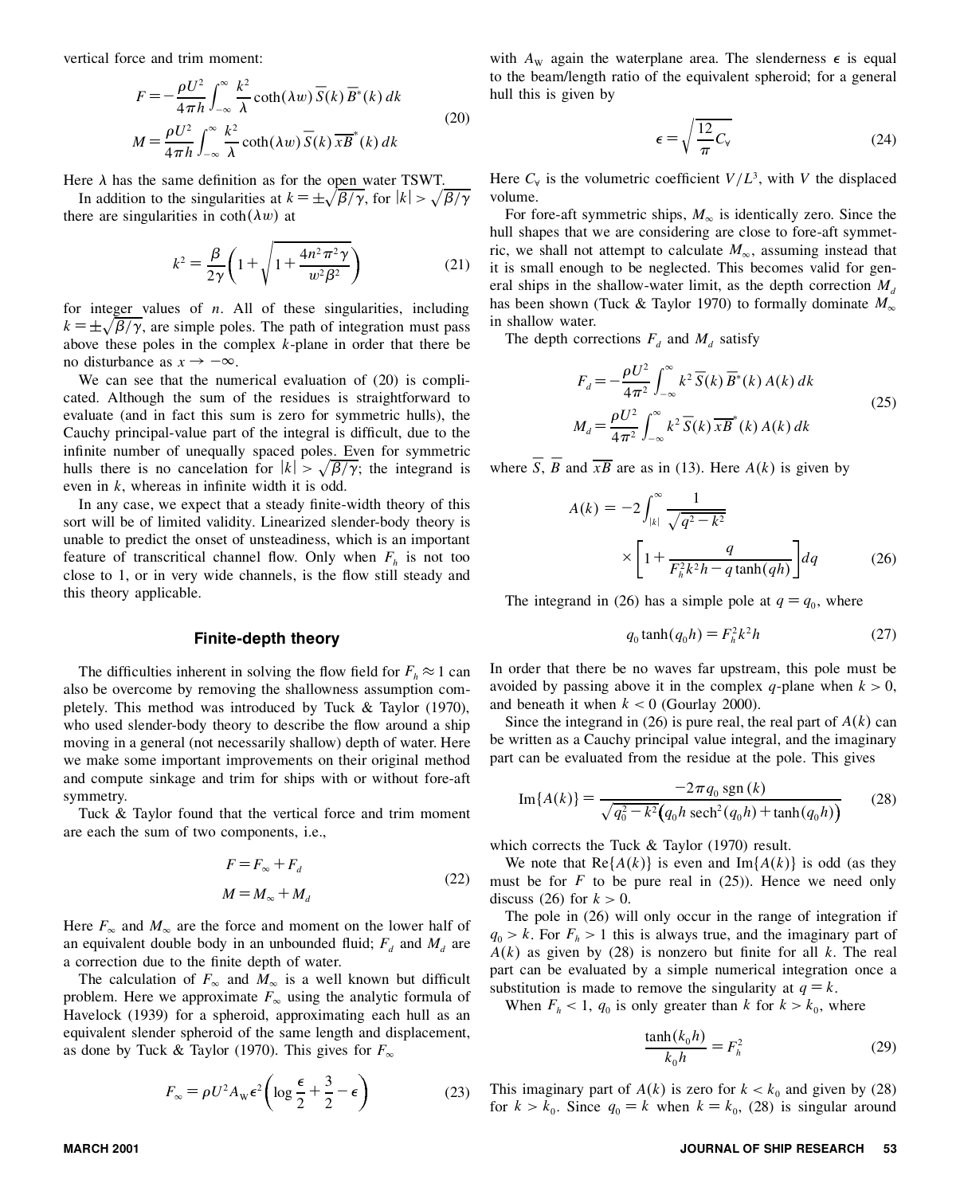vertical force and trim moment:

$$
\begin{aligned}
F &= -\frac{\rho U^2}{4\pi h}\int_{-\infty}^{\infty}\frac{k^2}{\lambda}\coth(\lambda w)\,\overline{S}(k)\,\overline{B}^*(k)\,dk \\
M &= \frac{\rho U^2}{4\pi h}\int_{-\infty}^{\infty}\frac{k^2}{\lambda}\coth(\lambda w)\,\overline{S}(k)\,\overline{xB}^*(k)\,dk
\end{aligned}
\tag{20}
$$

Here $\lambda$ has the same definition as for the open water TSWT.

In addition to the singularities at $k = \pm\sqrt{\beta/\gamma}$, for $|k| > \sqrt{\beta/\gamma}$ there are singularities in $\coth(\lambda w)$ at

$$
k^2 = \frac{\beta}{2\gamma}\left(1 + \sqrt{1 + \frac{4n^2\pi^2\gamma}{w^2\beta^2}}\right) \tag{21}
$$

for integer values of $n$. All of these singularities, including $k = \pm\sqrt{\beta/\gamma}$, are simple poles. The path of integration must pass above these poles in the complex $k$-plane in order that there be no disturbance as $x \to -\infty$.

We can see that the numerical evaluation of (20) is complicated. Although the sum of the residues is straightforward to evaluate (and in fact this sum is zero for symmetric hulls), the Cauchy principal-value part of the integral is difficult, due to the infinite number of unequally spaced poles. Even for symmetric hulls there is no cancelation for $|k| > \sqrt{\beta/\gamma}$; the integrand is even in $k$, whereas in infinite width it is odd.

In any case, we expect that a steady finite-width theory of this sort will be of limited validity. Linearized slender-body theory is unable to predict the onset of unsteadiness, which is an important feature of transcritical channel flow. Only when $F_h$ is not too close to 1, or in very wide channels, is the flow still steady and this theory applicable.

## Finite-depth theory

The difficulties inherent in solving the flow field for $F_h \approx 1$ can also be overcome by removing the shallowness assumption completely. This method was introduced by Tuck & Taylor (1970), who used slender-body theory to describe the flow around a ship moving in a general (not necessarily shallow) depth of water. Here we make some important improvements on their original method and compute sinkage and trim for ships with or without fore-aft symmetry.

Tuck & Taylor found that the vertical force and trim moment are each the sum of two components, i.e.,

$$
\begin{aligned}
F &= F_\infty + F_d \\
M &= M_\infty + M_d
\end{aligned}
\tag{22}
$$

Here $F_\infty$ and $M_\infty$ are the force and moment on the lower half of an equivalent double body in an unbounded fluid; $F_d$ and $M_d$ are a correction due to the finite depth of water.

The calculation of $F_\infty$ and $M_\infty$ is a well known but difficult problem. Here we approximate $F_\infty$ using the analytic formula of Havelock (1939) for a spheroid, approximating each hull as an equivalent slender spheroid of the same length and displacement, as done by Tuck & Taylor (1970). This gives for $F_\infty$

$$
F_\infty = \rho U^2 A_W \epsilon^2\left(\log\frac{\epsilon}{2} + \frac{3}{2} - \epsilon\right) \tag{23}
$$

with $A_W$ again the waterplane area. The slenderness $\epsilon$ is equal to the beam/length ratio of the equivalent spheroid; for a general hull this is given by

$$
\epsilon = \sqrt{\frac{12}{\pi}C_\forall} \tag{24}
$$

Here $C_\forall$ is the volumetric coefficient $V/L^3$, with $V$ the displaced volume.

For fore-aft symmetric ships, $M_\infty$ is identically zero. Since the hull shapes that we are considering are close to fore-aft symmetric, we shall not attempt to calculate $M_\infty$, assuming instead that it is small enough to be neglected. This becomes valid for general ships in the shallow-water limit, as the depth correction $M_d$ has been shown (Tuck & Taylor 1970) to formally dominate $M_\infty$ in shallow water.

The depth corrections $F_d$ and $M_d$ satisfy

$$
\begin{aligned}
F_d &= -\frac{\rho U^2}{4\pi^2}\int_{-\infty}^{\infty} k^2\,\overline{S}(k)\,\overline{B}^*(k)\,A(k)\,dk \\
M_d &= \frac{\rho U^2}{4\pi^2}\int_{-\infty}^{\infty} k^2\,\overline{S}(k)\,\overline{xB}^*(k)\,A(k)\,dk
\end{aligned}
\tag{25}
$$

where $\overline{S}$, $\overline{B}$ and $\overline{xB}$ are as in (13). Here $A(k)$ is given by

$$
A(k) = -2\int_{|k|}^{\infty}\frac{1}{\sqrt{q^2 - k^2}}\times\left[1 + \frac{q}{F_h^2 k^2 h - q\tanh(qh)}\right]dq \tag{26}
$$

The integrand in (26) has a simple pole at $q = q_0$, where

$$
q_0\tanh(q_0 h) = F_h^2 k^2 h \tag{27}
$$

In order that there be no waves far upstream, this pole must be avoided by passing above it in the complex $q$-plane when $k > 0$, and beneath it when $k < 0$ (Gourlay 2000).

Since the integrand in (26) is pure real, the real part of $A(k)$ can be written as a Cauchy principal value integral, and the imaginary part can be evaluated from the residue at the pole. This gives

$$
\mathrm{Im}\{A(k)\} = \frac{-2\pi q_0\,\mathrm{sgn}(k)}{\sqrt{q_0^2 - k^2}\left(q_0 h\,\mathrm{sech}^2(q_0 h) + \tanh(q_0 h)\right)} \tag{28}
$$

which corrects the Tuck & Taylor (1970) result.

We note that $\mathrm{Re}\{A(k)\}$ is even and $\mathrm{Im}\{A(k)\}$ is odd (as they must be for $F$ to be pure real in (25)). Hence we need only discuss (26) for $k > 0$.

The pole in (26) will only occur in the range of integration if $q_0 > k$. For $F_h > 1$ this is always true, and the imaginary part of $A(k)$ as given by (28) is nonzero but finite for all $k$. The real part can be evaluated by a simple numerical integration once a substitution is made to remove the singularity at $q = k$.

When $F_h < 1$, $q_0$ is only greater than $k$ for $k > k_0$, where

$$
\frac{\tanh(k_0 h)}{k_0 h} = F_h^2 \tag{29}
$$

This imaginary part of $A(k)$ is zero for $k < k_0$ and given by (28) for $k > k_0$. Since $q_0 = k$ when $k = k_0$, (28) is singular around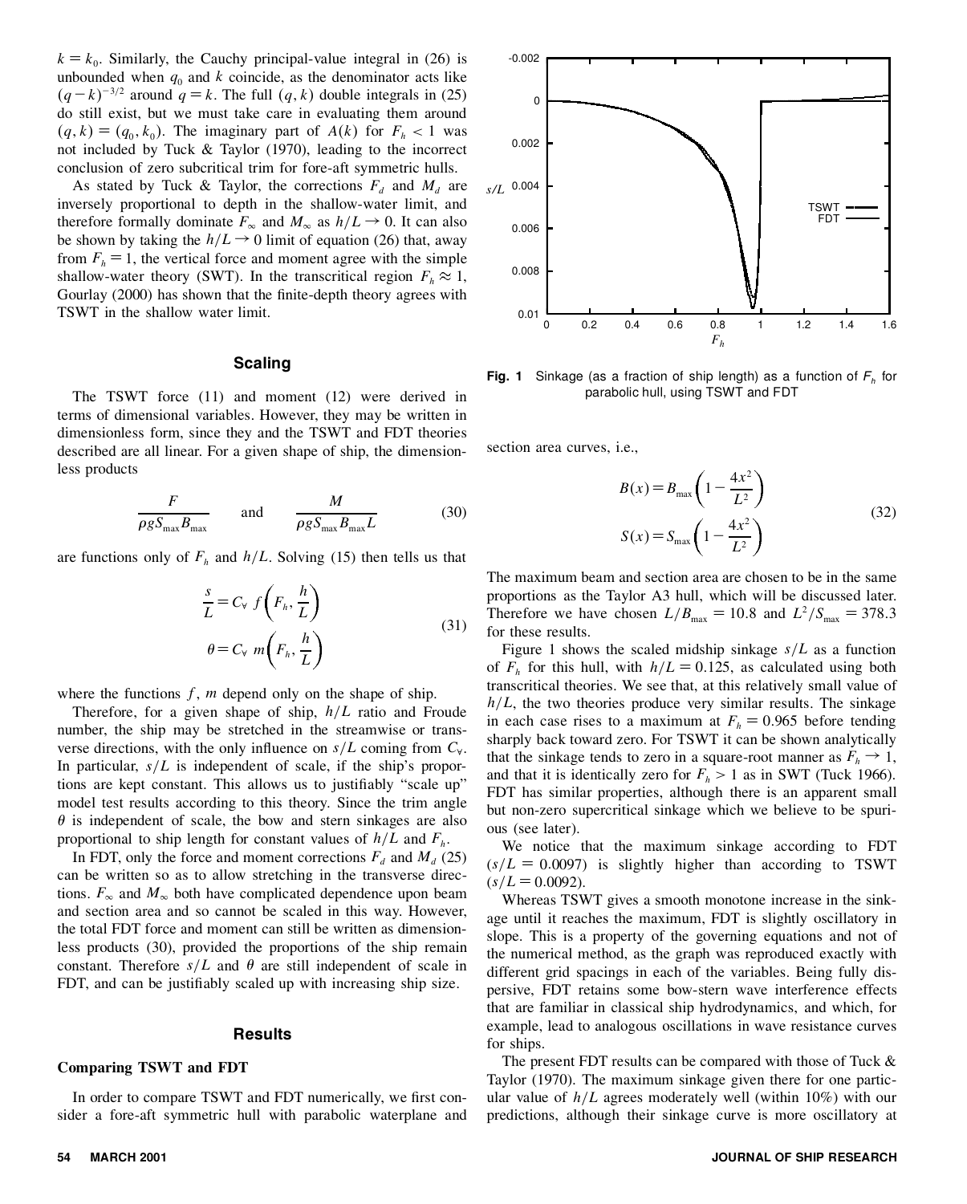$k = k_0$. Similarly, the Cauchy principal-value integral in (26) is unbounded when $q_0$ and $k$ coincide, as the denominator acts like $(q-k)^{-3/2}$ around $q = k$. The full $(q, k)$ double integrals in (25) do still exist, but we must take care in evaluating them around $(q, k) = (q_0, k_0)$. The imaginary part of $A(k)$ for $F_h < 1$ was not included by Tuck & Taylor (1970), leading to the incorrect conclusion of zero subcritical trim for fore-aft symmetric hulls.

As stated by Tuck & Taylor, the corrections $F_d$ and $M_d$ are inversely proportional to depth in the shallow-water limit, and therefore formally dominate $F_\infty$ and $M_\infty$ as $h/L \to 0$. It can also be shown by taking the $h/L \to 0$ limit of equation (26) that, away from $F_h = 1$, the vertical force and moment agree with the simple shallow-water theory (SWT). In the transcritical region $F_h \approx 1$, Gourlay (2000) has shown that the finite-depth theory agrees with TSWT in the shallow water limit.

## Scaling

The TSWT force (11) and moment (12) were derived in terms of dimensional variables. However, they may be written in dimensionless form, since they and the TSWT and FDT theories described are all linear. For a given shape of ship, the dimensionless products

$$\frac{F}{\rho g S_{\max} B_{\max}} \quad \text{and} \quad \frac{M}{\rho g S_{\max} B_{\max} L} \tag{30}$$

are functions only of $F_h$ and $h/L$. Solving (15) then tells us that

$$\frac{s}{L} = C_\forall \; f\left(F_h, \frac{h}{L}\right)$$
$$\theta = C_\forall \; m\left(F_h, \frac{h}{L}\right) \tag{31}$$

where the functions $f$, $m$ depend only on the shape of ship.

Therefore, for a given shape of ship, $h/L$ ratio and Froude number, the ship may be stretched in the streamwise or transverse directions, with the only influence on $s/L$ coming from $C_\forall$. In particular, $s/L$ is independent of scale, if the ship's proportions are kept constant. This allows us to justifiably "scale up" model test results according to this theory. Since the trim angle $\theta$ is independent of scale, the bow and stern sinkages are also proportional to ship length for constant values of $h/L$ and $F_h$.

In FDT, only the force and moment corrections $F_d$ and $M_d$ (25) can be written so as to allow stretching in the transverse directions. $F_\infty$ and $M_\infty$ both have complicated dependence upon beam and section area and so cannot be scaled in this way. However, the total FDT force and moment can still be written as dimensionless products (30), provided the proportions of the ship remain constant. Therefore $s/L$ and $\theta$ are still independent of scale in FDT, and can be justifiably scaled up with increasing ship size.

## Results

### Comparing TSWT and FDT

In order to compare TSWT and FDT numerically, we first consider a fore-aft symmetric hull with parabolic waterplane and section area curves, i.e.,

$$B(x) = B_{\max}\left(1 - \frac{4x^2}{L^2}\right)$$
$$S(x) = S_{\max}\left(1 - \frac{4x^2}{L^2}\right) \tag{32}$$

The maximum beam and section area are chosen to be in the same proportions as the Taylor A3 hull, which will be discussed later. Therefore we have chosen $L/B_{\max} = 10.8$ and $L^2/S_{\max} = 378.3$ for these results.

**Fig. 1** Sinkage (as a fraction of ship length) as a function of $F_h$ for parabolic hull, using TSWT and FDT

Figure 1 shows the scaled midship sinkage $s/L$ as a function of $F_h$ for this hull, with $h/L = 0.125$, as calculated using both transcritical theories. We see that, at this relatively small value of $h/L$, the two theories produce very similar results. The sinkage in each case rises to a maximum at $F_h = 0.965$ before tending sharply back toward zero. For TSWT it can be shown analytically that the sinkage tends to zero in a square-root manner as $F_h \to 1$, and that it is identically zero for $F_h > 1$ as in SWT (Tuck 1966). FDT has similar properties, although there is an apparent small but non-zero supercritical sinkage which we believe to be spurious (see later).

We notice that the maximum sinkage according to FDT ($s/L = 0.0097$) is slightly higher than according to TSWT ($s/L = 0.0092$).

Whereas TSWT gives a smooth monotone increase in the sinkage until it reaches the maximum, FDT is slightly oscillatory in slope. This is a property of the governing equations and not of the numerical method, as the graph was reproduced exactly with different grid spacings in each of the variables. Being fully dispersive, FDT retains some bow-stern wave interference effects that are familiar in classical ship hydrodynamics, and which, for example, lead to analogous oscillations in wave resistance curves for ships.

The present FDT results can be compared with those of Tuck & Taylor (1970). The maximum sinkage given there for one particular value of $h/L$ agrees moderately well (within 10%) with our predictions, although their sinkage curve is more oscillatory at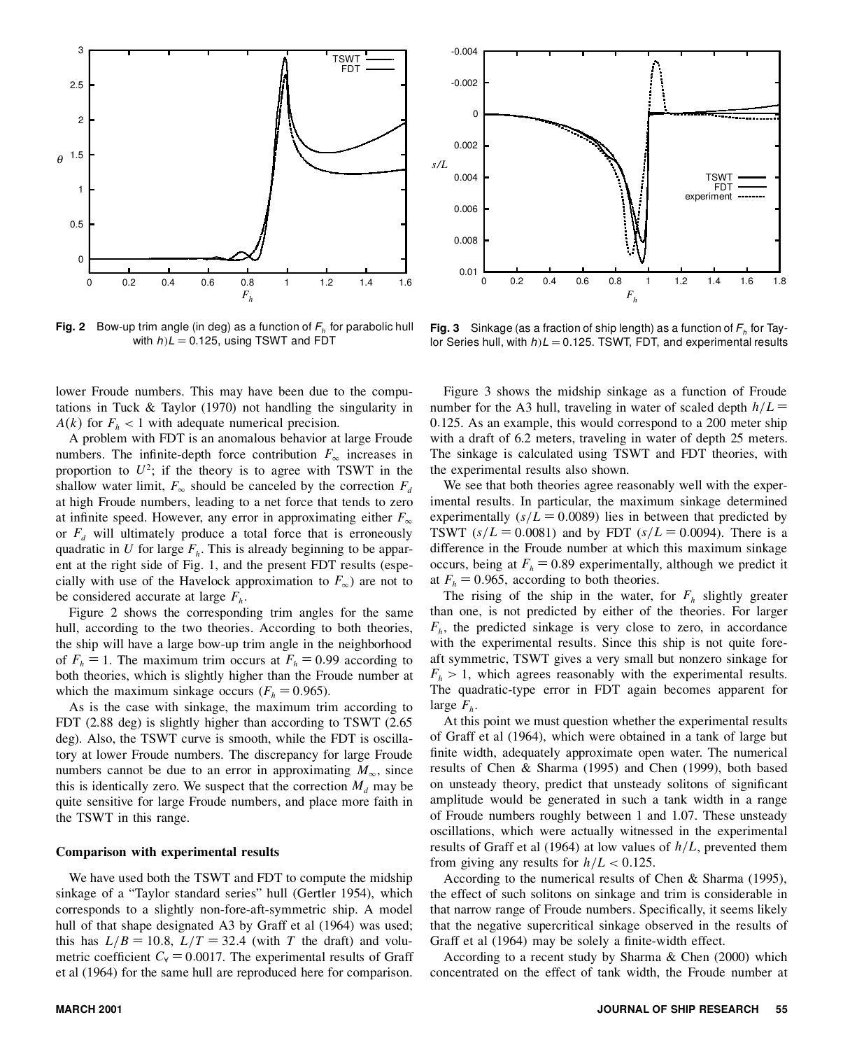Fig. 2 Bow-up trim angle (in deg) as a function of $F_h$ for parabolic hull with $h/L = 0.125$, using TSWT and FDT

Fig. 3 Sinkage (as a fraction of ship length) as a function of $F_h$ for Taylor Series hull, with $h/L = 0.125$. TSWT, FDT, and experimental results

lower Froude numbers. This may have been due to the computations in Tuck & Taylor (1970) not handling the singularity in $A(k)$ for $F_h < 1$ with adequate numerical precision.

A problem with FDT is an anomalous behavior at large Froude numbers. The infinite-depth force contribution $F_\infty$ increases in proportion to $U^2$; if the theory is to agree with TSWT in the shallow water limit, $F_\infty$ should be canceled by the correction $F_d$ at high Froude numbers, leading to a net force that tends to zero at infinite speed. However, any error in approximating either $F_\infty$ or $F_d$ will ultimately produce a total force that is erroneously quadratic in $U$ for large $F_h$. This is already beginning to be apparent at the right side of Fig. 1, and the present FDT results (especially with use of the Havelock approximation to $F_\infty$) are not to be considered accurate at large $F_h$.

Figure 2 shows the corresponding trim angles for the same hull, according to the two theories. According to both theories, the ship will have a large bow-up trim angle in the neighborhood of $F_h = 1$. The maximum trim occurs at $F_h = 0.99$ according to both theories, which is slightly higher than the Froude number at which the maximum sinkage occurs ($F_h = 0.965$).

As is the case with sinkage, the maximum trim according to FDT (2.88 deg) is slightly higher than according to TSWT (2.65 deg). Also, the TSWT curve is smooth, while the FDT is oscillatory at lower Froude numbers. The discrepancy for large Froude numbers cannot be due to an error in approximating $M_\infty$, since this is identically zero. We suspect that the correction $M_d$ may be quite sensitive for large Froude numbers, and place more faith in the TSWT in this range.

### Comparison with experimental results

We have used both the TSWT and FDT to compute the midship sinkage of a "Taylor standard series" hull (Gertler 1954), which corresponds to a slightly non-fore-aft-symmetric ship. A model hull of that shape designated A3 by Graff et al (1964) was used; this has $L/B = 10.8$, $L/T = 32.4$ (with $T$ the draft) and volumetric coefficient $C_V = 0.0017$. The experimental results of Graff et al (1964) for the same hull are reproduced here for comparison.

Figure 3 shows the midship sinkage as a function of Froude number for the A3 hull, traveling in water of scaled depth $h/L = 0.125$. As an example, this would correspond to a 200 meter ship with a draft of 6.2 meters, traveling in water of depth 25 meters. The sinkage is calculated using TSWT and FDT theories, with the experimental results also shown.

We see that both theories agree reasonably well with the experimental results. In particular, the maximum sinkage determined experimentally ($s/L = 0.0089$) lies in between that predicted by TSWT ($s/L = 0.0081$) and by FDT ($s/L = 0.0094$). There is a difference in the Froude number at which this maximum sinkage occurs, being at $F_h = 0.89$ experimentally, although we predict it at $F_h = 0.965$, according to both theories.

The rising of the ship in the water, for $F_h$ slightly greater than one, is not predicted by either of the theories. For larger $F_h$, the predicted sinkage is very close to zero, in accordance with the experimental results. Since this ship is not quite fore-aft symmetric, TSWT gives a very small but nonzero sinkage for $F_h > 1$, which agrees reasonably with the experimental results. The quadratic-type error in FDT again becomes apparent for large $F_h$.

At this point we must question whether the experimental results of Graff et al (1964), which were obtained in a tank of large but finite width, adequately approximate open water. The numerical results of Chen & Sharma (1995) and Chen (1999), both based on unsteady theory, predict that unsteady solitons of significant amplitude would be generated in such a tank width in a range of Froude numbers roughly between 1 and 1.07. These unsteady oscillations, which were actually witnessed in the experimental results of Graff et al (1964) at low values of $h/L$, prevented them from giving any results for $h/L < 0.125$.

According to the numerical results of Chen & Sharma (1995), the effect of such solitons on sinkage and trim is considerable in that narrow range of Froude numbers. Specifically, it seems likely that the negative supercritical sinkage observed in the results of Graff et al (1964) may be solely a finite-width effect.

According to a recent study by Sharma & Chen (2000) which concentrated on the effect of tank width, the Froude number at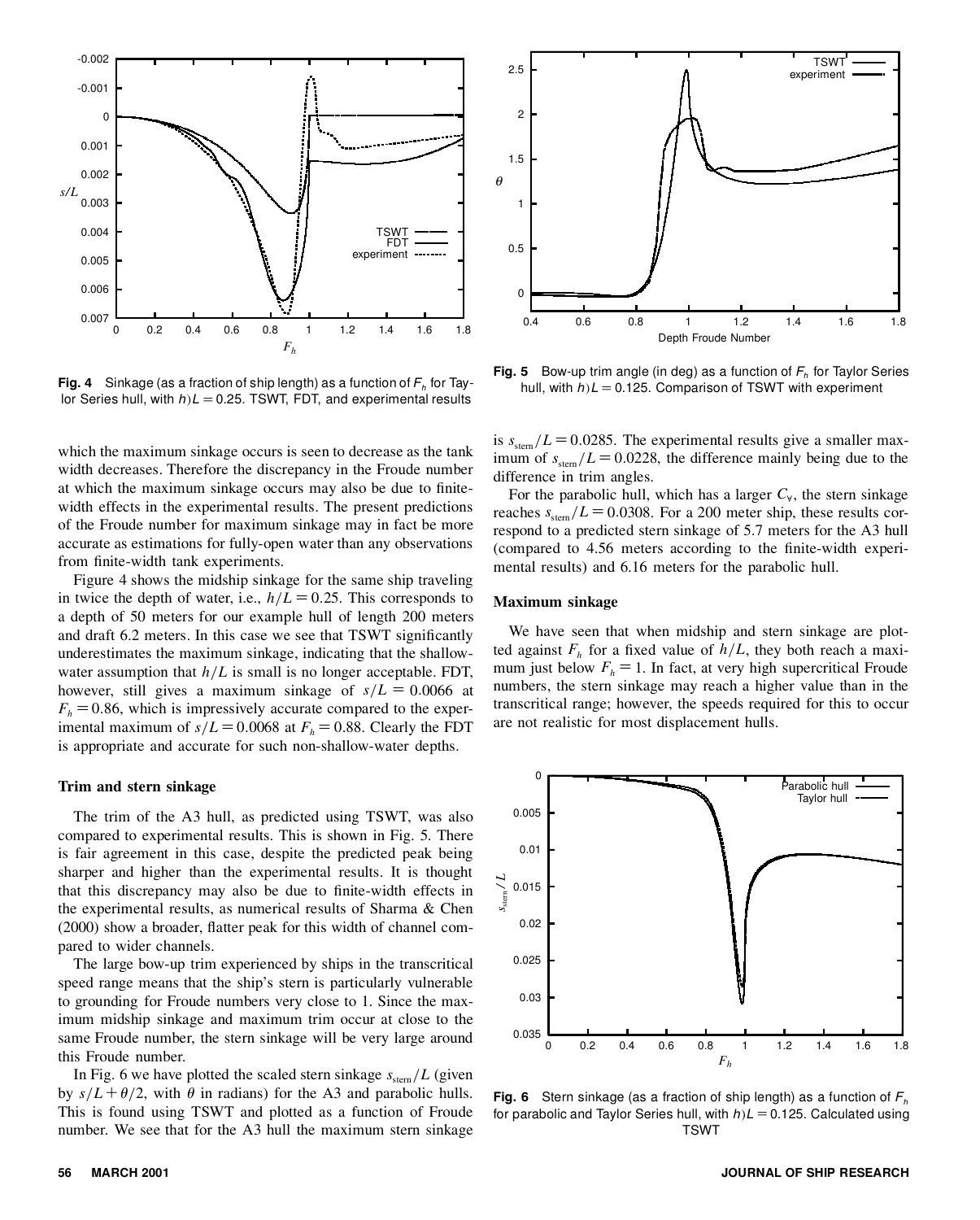which the maximum sinkage occurs is seen to decrease as the tank width decreases. Therefore the discrepancy in the Froude number at which the maximum sinkage occurs may also be due to finite-width effects in the experimental results. The present predictions of the Froude number for maximum sinkage may in fact be more accurate as estimations for fully-open water than any observations from finite-width tank experiments.

Figure 4 shows the midship sinkage for the same ship traveling in twice the depth of water, i.e., $h/L = 0.25$. This corresponds to a depth of 50 meters for our example hull of length 200 meters and draft 6.2 meters. In this case we see that TSWT significantly underestimates the maximum sinkage, indicating that the shallow-water assumption that $h/L$ is small is no longer acceptable. FDT, however, still gives a maximum sinkage of $s/L = 0.0066$ at $F_h = 0.86$, which is impressively accurate compared to the experimental maximum of $s/L = 0.0068$ at $F_h = 0.88$. Clearly the FDT is appropriate and accurate for such non-shallow-water depths.

**Fig. 4** Sinkage (as a fraction of ship length) as a function of $F_h$ for Taylor Series hull, with $h/L = 0.25$. TSWT, FDT, and experimental results

### Trim and stern sinkage

The trim of the A3 hull, as predicted using TSWT, was also compared to experimental results. This is shown in Fig. 5. There is fair agreement in this case, despite the predicted peak being sharper and higher than the experimental results. It is thought that this discrepancy may also be due to finite-width effects in the experimental results, as numerical results of Sharma & Chen (2000) show a broader, flatter peak for this width of channel compared to wider channels.

The large bow-up trim experienced by ships in the transcritical speed range means that the ship's stern is particularly vulnerable to grounding for Froude numbers very close to 1. Since the maximum midship sinkage and maximum trim occur at close to the same Froude number, the stern sinkage will be very large around this Froude number.

In Fig. 6 we have plotted the scaled stern sinkage $s_{\mathrm{stern}}/L$ (given by $s/L + \theta/2$, with $\theta$ in radians) for the A3 and parabolic hulls. This is found using TSWT and plotted as a function of Froude number. We see that for the A3 hull the maximum stern sinkage is $s_{\mathrm{stern}}/L = 0.0285$. The experimental results give a smaller maximum of $s_{\mathrm{stern}}/L = 0.0228$, the difference mainly being due to the difference in trim angles.

**Fig. 5** Bow-up trim angle (in deg) as a function of $F_h$ for Taylor Series hull, with $h/L = 0.125$. Comparison of TSWT with experiment

For the parabolic hull, which has a larger $C_\forall$, the stern sinkage reaches $s_{\mathrm{stern}}/L = 0.0308$. For a 200 meter ship, these results correspond to a predicted stern sinkage of 5.7 meters for the A3 hull (compared to 4.56 meters according to the finite-width experimental results) and 6.16 meters for the parabolic hull.

### Maximum sinkage

We have seen that when midship and stern sinkage are plotted against $F_h$ for a fixed value of $h/L$, they both reach a maximum just below $F_h = 1$. In fact, at very high supercritical Froude numbers, the stern sinkage may reach a higher value than in the transcritical range; however, the speeds required for this to occur are not realistic for most displacement hulls.

**Fig. 6** Stern sinkage (as a fraction of ship length) as a function of $F_h$ for parabolic and Taylor Series hull, with $h/L = 0.125$. Calculated using TSWT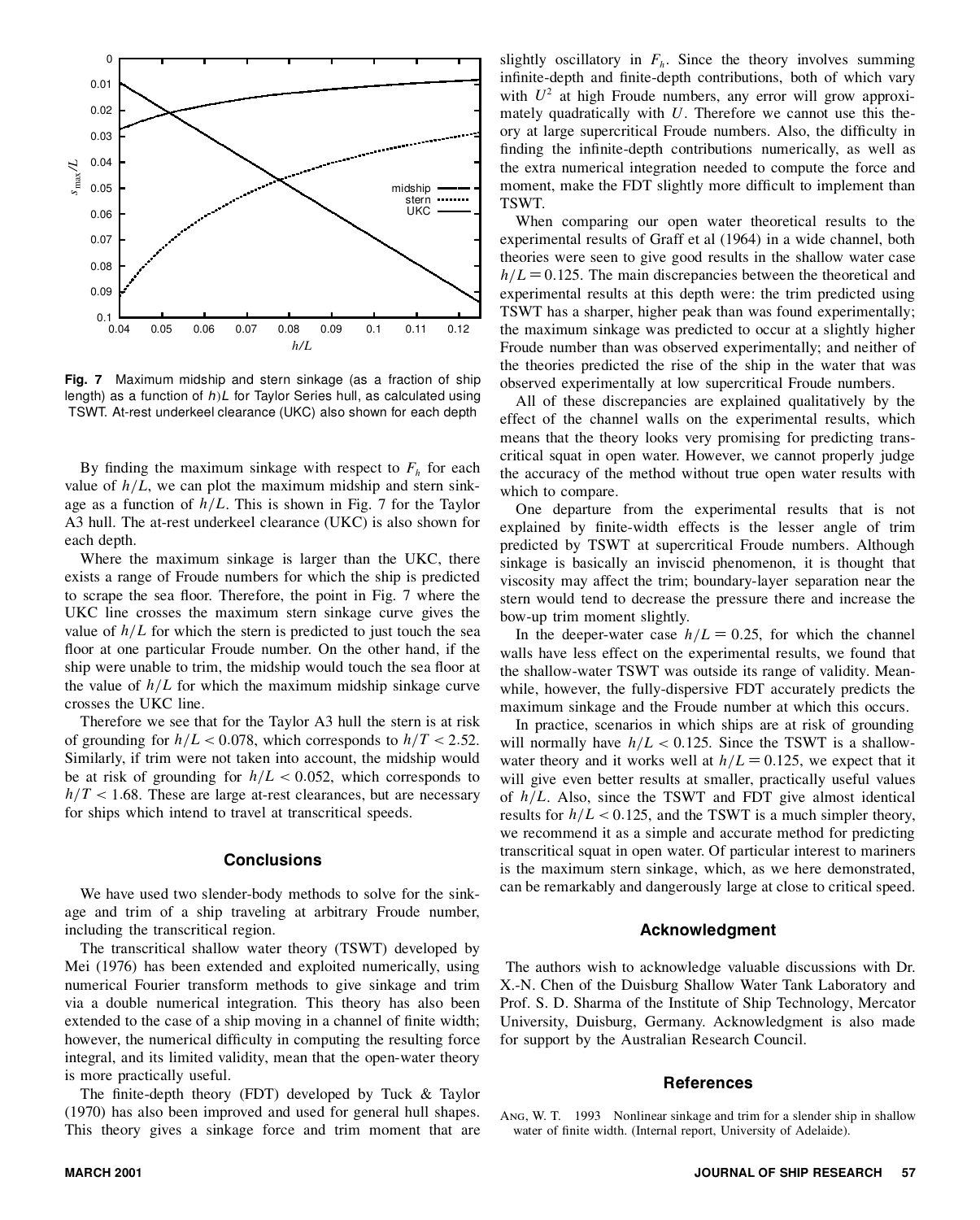**Fig. 7** Maximum midship and stern sinkage (as a fraction of ship length) as a function of $h/L$ for Taylor Series hull, as calculated using TSWT. At-rest underkeel clearance (UKC) also shown for each depth

By finding the maximum sinkage with respect to $F_h$ for each value of $h/L$, we can plot the maximum midship and stern sinkage as a function of $h/L$. This is shown in Fig. 7 for the Taylor A3 hull. The at-rest underkeel clearance (UKC) is also shown for each depth.

Where the maximum sinkage is larger than the UKC, there exists a range of Froude numbers for which the ship is predicted to scrape the sea floor. Therefore, the point in Fig. 7 where the UKC line crosses the maximum stern sinkage curve gives the value of $h/L$ for which the stern is predicted to just touch the sea floor at one particular Froude number. On the other hand, if the ship were unable to trim, the midship would touch the sea floor at the value of $h/L$ for which the maximum midship sinkage curve crosses the UKC line.

Therefore we see that for the Taylor A3 hull the stern is at risk of grounding for $h/L < 0.078$, which corresponds to $h/T < 2.52$. Similarly, if trim were not taken into account, the midship would be at risk of grounding for $h/L < 0.052$, which corresponds to $h/T < 1.68$. These are large at-rest clearances, but are necessary for ships which intend to travel at transcritical speeds.

## Conclusions

We have used two slender-body methods to solve for the sinkage and trim of a ship traveling at arbitrary Froude number, including the transcritical region.

The transcritical shallow water theory (TSWT) developed by Mei (1976) has been extended and exploited numerically, using numerical Fourier transform methods to give sinkage and trim via a double numerical integration. This theory has also been extended to the case of a ship moving in a channel of finite width; however, the numerical difficulty in computing the resulting force integral, and its limited validity, mean that the open-water theory is more practically useful.

The finite-depth theory (FDT) developed by Tuck & Taylor (1970) has also been improved and used for general hull shapes. This theory gives a sinkage force and trim moment that are slightly oscillatory in $F_h$. Since the theory involves summing infinite-depth and finite-depth contributions, both of which vary with $U^2$ at high Froude numbers, any error will grow approximately quadratically with $U$. Therefore we cannot use this theory at large supercritical Froude numbers. Also, the difficulty in finding the infinite-depth contributions numerically, as well as the extra numerical integration needed to compute the force and moment, make the FDT slightly more difficult to implement than TSWT.

When comparing our open water theoretical results to the experimental results of Graff et al (1964) in a wide channel, both theories were seen to give good results in the shallow water case $h/L = 0.125$. The main discrepancies between the theoretical and experimental results at this depth were: the trim predicted using TSWT has a sharper, higher peak than was found experimentally; the maximum sinkage was predicted to occur at a slightly higher Froude number than was observed experimentally; and neither of the theories predicted the rise of the ship in the water that was observed experimentally at low supercritical Froude numbers.

All of these discrepancies are explained qualitatively by the effect of the channel walls on the experimental results, which means that the theory looks very promising for predicting transcritical squat in open water. However, we cannot properly judge the accuracy of the method without true open water results with which to compare.

One departure from the experimental results that is not explained by finite-width effects is the lesser angle of trim predicted by TSWT at supercritical Froude numbers. Although sinkage is basically an inviscid phenomenon, it is thought that viscosity may affect the trim; boundary-layer separation near the stern would tend to decrease the pressure there and increase the bow-up trim moment slightly.

In the deeper-water case $h/L = 0.25$, for which the channel walls have less effect on the experimental results, we found that the shallow-water TSWT was outside its range of validity. Meanwhile, however, the fully-dispersive FDT accurately predicts the maximum sinkage and the Froude number at which this occurs.

In practice, scenarios in which ships are at risk of grounding will normally have $h/L < 0.125$. Since the TSWT is a shallow-water theory and it works well at $h/L = 0.125$, we expect that it will give even better results at smaller, practically useful values of $h/L$. Also, since the TSWT and FDT give almost identical results for $h/L < 0.125$, and the TSWT is a much simpler theory, we recommend it as a simple and accurate method for predicting transcritical squat in open water. Of particular interest to mariners is the maximum stern sinkage, which, as we here demonstrated, can be remarkably and dangerously large at close to critical speed.

## Acknowledgment

The authors wish to acknowledge valuable discussions with Dr. X.-N. Chen of the Duisburg Shallow Water Tank Laboratory and Prof. S. D. Sharma of the Institute of Ship Technology, Mercator University, Duisburg, Germany. Acknowledgment is also made for support by the Australian Research Council.

## References

Ang, W. T. 1993 Nonlinear sinkage and trim for a slender ship in shallow water of finite width. (Internal report, University of Adelaide).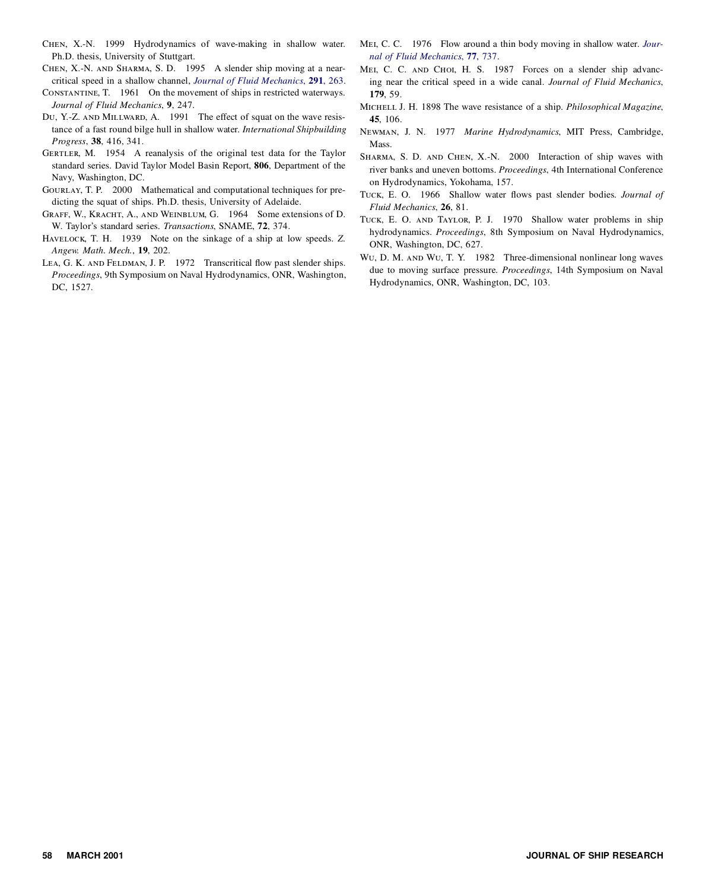Chen, X.-N. 1999 Hydrodynamics of wave-making in shallow water. Ph.D. thesis, University of Stuttgart.

Chen, X.-N. and Sharma, S. D. 1995 A slender ship moving at a near-critical speed in a shallow channel, *Journal of Fluid Mechanics*, **291**, 263.

Constantine, T. 1961 On the movement of ships in restricted waterways. *Journal of Fluid Mechanics*, **9**, 247.

Du, Y.-Z. and Millward, A. 1991 The effect of squat on the wave resistance of a fast round bilge hull in shallow water. *International Shipbuilding Progress*, **38**, 416, 341.

Gertler, M. 1954 A reanalysis of the original test data for the Taylor standard series. David Taylor Model Basin Report, **806**, Department of the Navy, Washington, DC.

Gourlay, T. P. 2000 Mathematical and computational techniques for predicting the squat of ships. Ph.D. thesis, University of Adelaide.

Graff, W., Kracht, A., and Weinblum, G. 1964 Some extensions of D. W. Taylor's standard series. *Transactions*, SNAME, **72**, 374.

Havelock, T. H. 1939 Note on the sinkage of a ship at low speeds. *Z. Angew. Math. Mech.*, **19**, 202.

Lea, G. K. and Feldman, J. P. 1972 Transcritical flow past slender ships. *Proceedings*, 9th Symposium on Naval Hydrodynamics, ONR, Washington, DC, 1527.

Mei, C. C. 1976 Flow around a thin body moving in shallow water. *Journal of Fluid Mechanics*, **77**, 737.

Mei, C. C. and Choi, H. S. 1987 Forces on a slender ship advancing near the critical speed in a wide canal. *Journal of Fluid Mechanics*, **179**, 59.

Michell J. H. 1898 The wave resistance of a ship. *Philosophical Magazine*, **45**, 106.

Newman, J. N. 1977 *Marine Hydrodynamics*, MIT Press, Cambridge, Mass.

Sharma, S. D. and Chen, X.-N. 2000 Interaction of ship waves with river banks and uneven bottoms. *Proceedings*, 4th International Conference on Hydrodynamics, Yokohama, 157.

Tuck, E. O. 1966 Shallow water flows past slender bodies. *Journal of Fluid Mechanics*, **26**, 81.

Tuck, E. O. and Taylor, P. J. 1970 Shallow water problems in ship hydrodynamics. *Proceedings*, 8th Symposium on Naval Hydrodynamics, ONR, Washington, DC, 627.

Wu, D. M. and Wu, T. Y. 1982 Three-dimensional nonlinear long waves due to moving surface pressure. *Proceedings*, 14th Symposium on Naval Hydrodynamics, ONR, Washington, DC, 103.